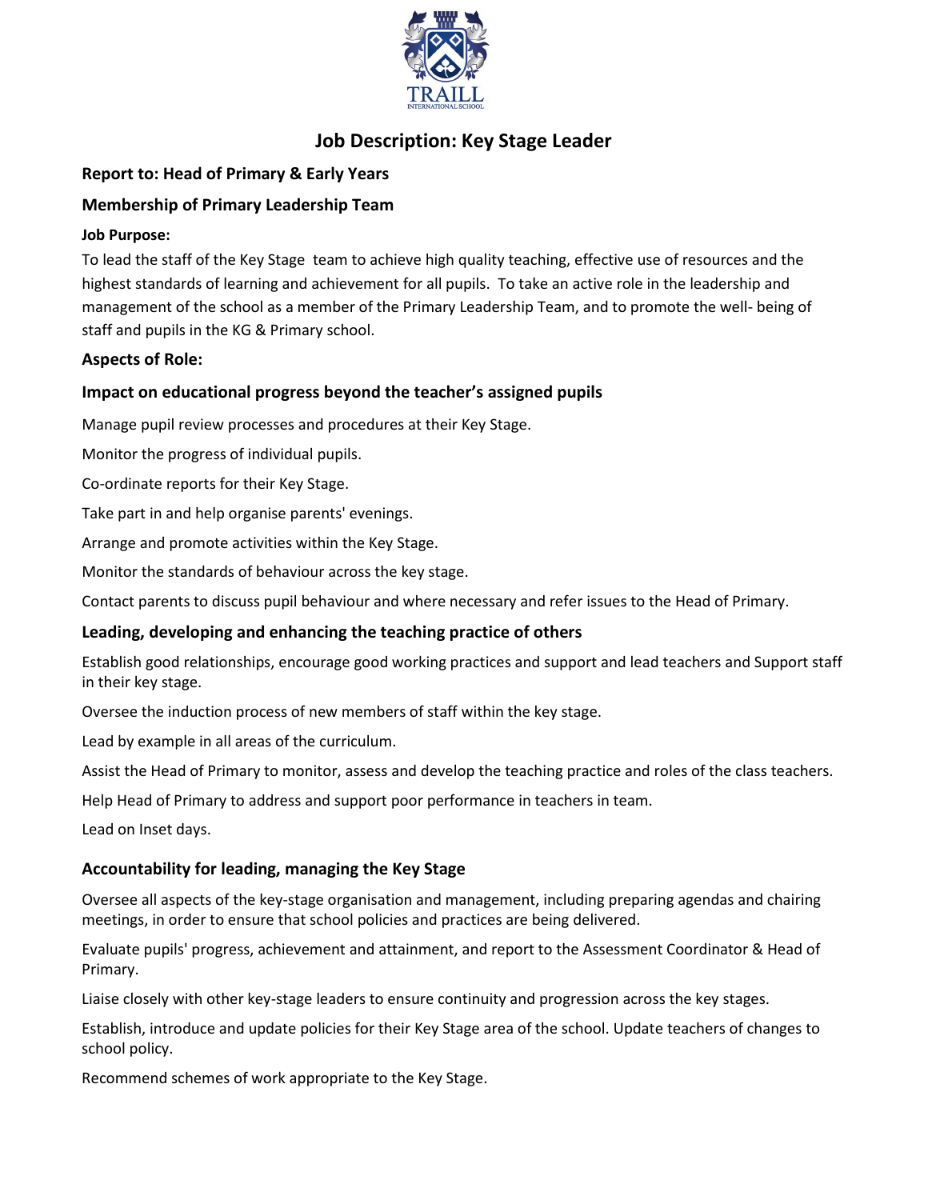# Job Description: Key Stage Leader

## Report to: Head of Primary & Early Years

## Membership of Primary Leadership Team

### Job Purpose:

To lead the staff of the Key Stage team to achieve high quality teaching, effective use of resources and the highest standards of learning and achievement for all pupils. To take an active role in the leadership and management of the school as a member of the Primary Leadership Team, and to promote the well- being of staff and pupils in the KG & Primary school.

## Aspects of Role:

### Impact on educational progress beyond the teacher's assigned pupils

Manage pupil review processes and procedures at their Key Stage.

Monitor the progress of individual pupils.

Co-ordinate reports for their Key Stage.

Take part in and help organise parents' evenings.

Arrange and promote activities within the Key Stage.

Monitor the standards of behaviour across the key stage.

Contact parents to discuss pupil behaviour and where necessary and refer issues to the Head of Primary.

### Leading, developing and enhancing the teaching practice of others

Establish good relationships, encourage good working practices and support and lead teachers and Support staff in their key stage.

Oversee the induction process of new members of staff within the key stage.

Lead by example in all areas of the curriculum.

Assist the Head of Primary to monitor, assess and develop the teaching practice and roles of the class teachers.

Help Head of Primary to address and support poor performance in teachers in team.

Lead on Inset days.

### Accountability for leading, managing the Key Stage

Oversee all aspects of the key-stage organisation and management, including preparing agendas and chairing meetings, in order to ensure that school policies and practices are being delivered.

Evaluate pupils' progress, achievement and attainment, and report to the Assessment Coordinator & Head of Primary.

Liaise closely with other key-stage leaders to ensure continuity and progression across the key stages.

Establish, introduce and update policies for their Key Stage area of the school. Update teachers of changes to school policy.

Recommend schemes of work appropriate to the Key Stage.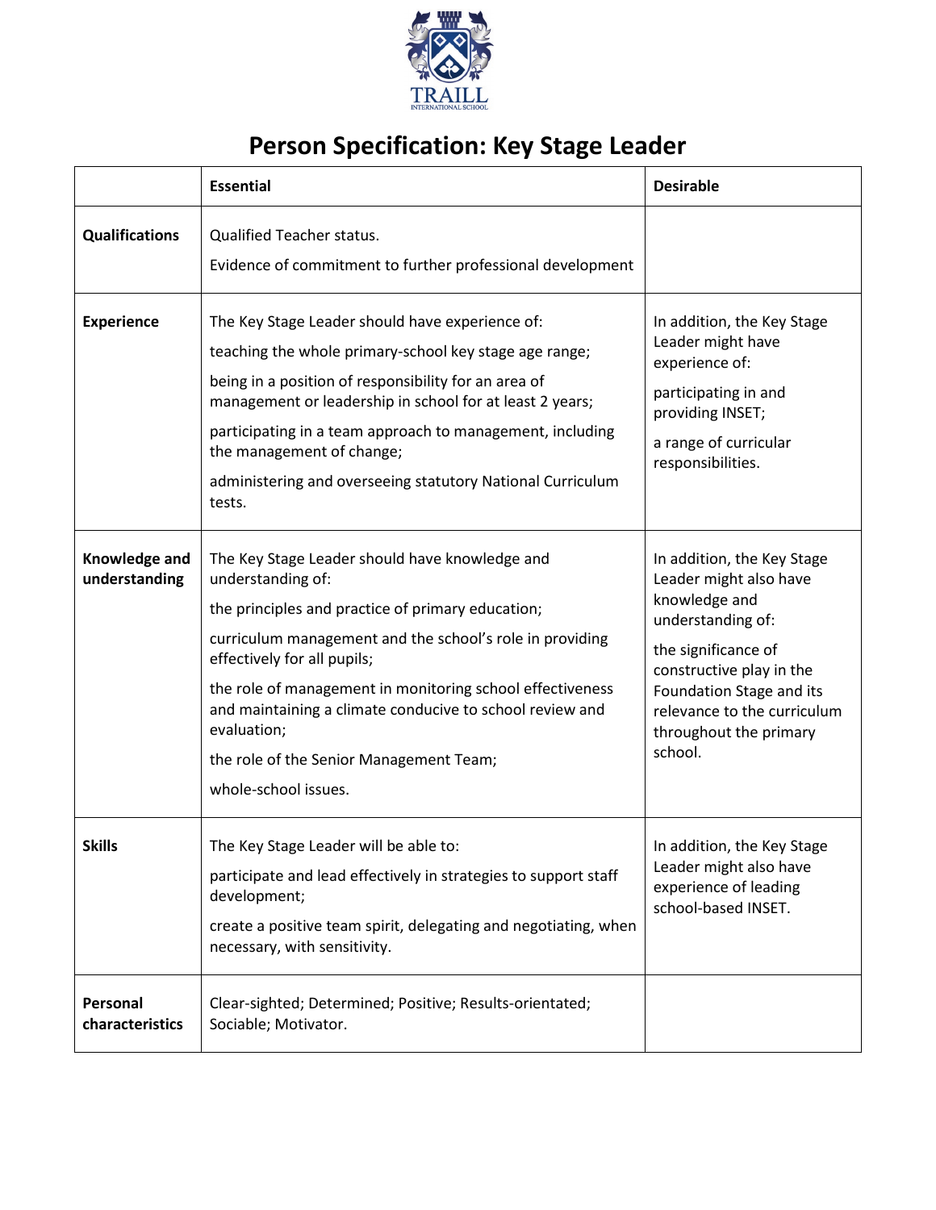# Person Specification: Key Stage Leader

| | Essential | Desirable |
|---|---|---|
| **Qualifications** | Qualified Teacher status.<br><br>Evidence of commitment to further professional development | |
| **Experience** | The Key Stage Leader should have experience of:<br><br>teaching the whole primary-school key stage age range;<br><br>being in a position of responsibility for an area of management or leadership in school for at least 2 years;<br><br>participating in a team approach to management, including the management of change;<br><br>administering and overseeing statutory National Curriculum tests. | In addition, the Key Stage Leader might have experience of:<br><br>participating in and providing INSET;<br><br>a range of curricular responsibilities. |
| **Knowledge and understanding** | The Key Stage Leader should have knowledge and understanding of:<br><br>the principles and practice of primary education;<br><br>curriculum management and the school's role in providing effectively for all pupils;<br><br>the role of management in monitoring school effectiveness and maintaining a climate conducive to school review and evaluation;<br><br>the role of the Senior Management Team;<br><br>whole-school issues. | In addition, the Key Stage Leader might also have knowledge and understanding of:<br><br>the significance of constructive play in the Foundation Stage and its relevance to the curriculum throughout the primary school. |
| **Skills** | The Key Stage Leader will be able to:<br><br>participate and lead effectively in strategies to support staff development;<br><br>create a positive team spirit, delegating and negotiating, when necessary, with sensitivity. | In addition, the Key Stage Leader might also have experience of leading school-based INSET. |
| **Personal characteristics** | Clear-sighted; Determined; Positive; Results-orientated; Sociable; Motivator. | |